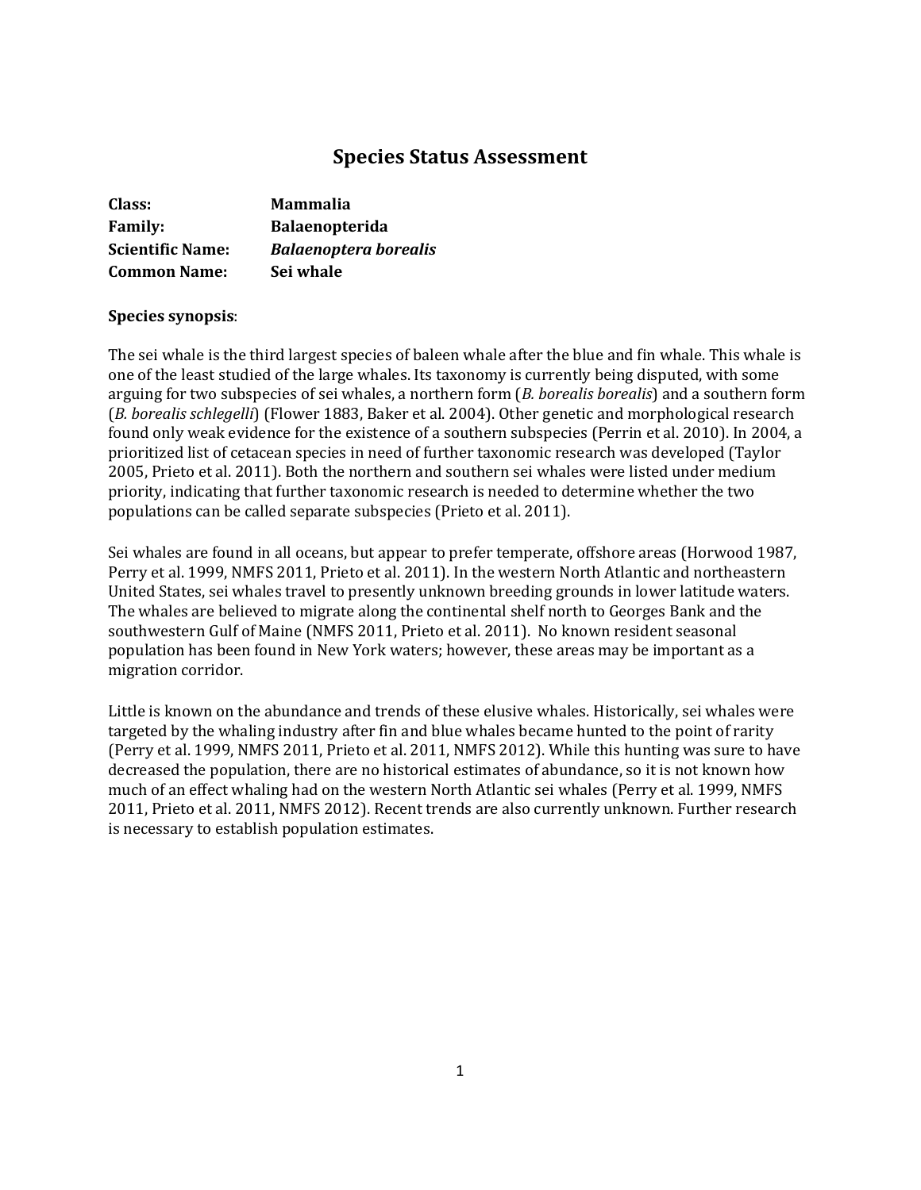# Species Status Assessment

**Class:** **Mammalia**
**Family:** **Balaenopterida**
**Scientific Name:** ***Balaenoptera borealis***
**Common Name:** **Sei whale**

**Species synopsis**:

The sei whale is the third largest species of baleen whale after the blue and fin whale. This whale is one of the least studied of the large whales. Its taxonomy is currently being disputed, with some arguing for two subspecies of sei whales, a northern form (*B. borealis borealis*) and a southern form (*B. borealis schlegelli*) (Flower 1883, Baker et al. 2004). Other genetic and morphological research found only weak evidence for the existence of a southern subspecies (Perrin et al. 2010). In 2004, a prioritized list of cetacean species in need of further taxonomic research was developed (Taylor 2005, Prieto et al. 2011). Both the northern and southern sei whales were listed under medium priority, indicating that further taxonomic research is needed to determine whether the two populations can be called separate subspecies (Prieto et al. 2011).

Sei whales are found in all oceans, but appear to prefer temperate, offshore areas (Horwood 1987, Perry et al. 1999, NMFS 2011, Prieto et al. 2011). In the western North Atlantic and northeastern United States, sei whales travel to presently unknown breeding grounds in lower latitude waters. The whales are believed to migrate along the continental shelf north to Georges Bank and the southwestern Gulf of Maine (NMFS 2011, Prieto et al. 2011). No known resident seasonal population has been found in New York waters; however, these areas may be important as a migration corridor.

Little is known on the abundance and trends of these elusive whales. Historically, sei whales were targeted by the whaling industry after fin and blue whales became hunted to the point of rarity (Perry et al. 1999, NMFS 2011, Prieto et al. 2011, NMFS 2012). While this hunting was sure to have decreased the population, there are no historical estimates of abundance, so it is not known how much of an effect whaling had on the western North Atlantic sei whales (Perry et al. 1999, NMFS 2011, Prieto et al. 2011, NMFS 2012). Recent trends are also currently unknown. Further research is necessary to establish population estimates.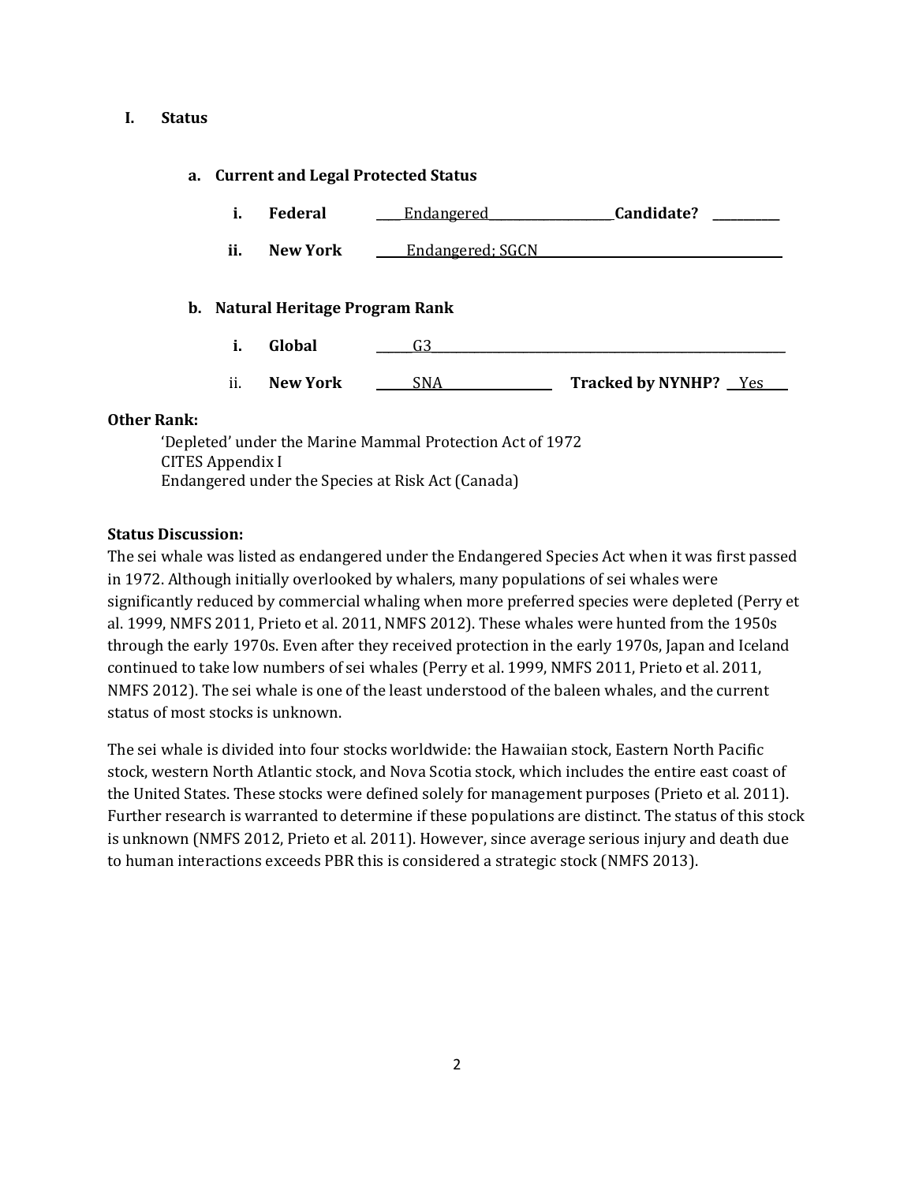## I. Status

### a. Current and Legal Protected Status

**i. Federal** Endangered **Candidate?** ______

**ii. New York** Endangered; SGCN

### b. Natural Heritage Program Rank

**i. Global** G3

ii. **New York** SNA **Tracked by NYNHP?** Yes

**Other Rank:**

'Depleted' under the Marine Mammal Protection Act of 1972
CITES Appendix I
Endangered under the Species at Risk Act (Canada)

**Status Discussion:**

The sei whale was listed as endangered under the Endangered Species Act when it was first passed in 1972. Although initially overlooked by whalers, many populations of sei whales were significantly reduced by commercial whaling when more preferred species were depleted (Perry et al. 1999, NMFS 2011, Prieto et al. 2011, NMFS 2012). These whales were hunted from the 1950s through the early 1970s. Even after they received protection in the early 1970s, Japan and Iceland continued to take low numbers of sei whales (Perry et al. 1999, NMFS 2011, Prieto et al. 2011, NMFS 2012). The sei whale is one of the least understood of the baleen whales, and the current status of most stocks is unknown.

The sei whale is divided into four stocks worldwide: the Hawaiian stock, Eastern North Pacific stock, western North Atlantic stock, and Nova Scotia stock, which includes the entire east coast of the United States. These stocks were defined solely for management purposes (Prieto et al. 2011). Further research is warranted to determine if these populations are distinct. The status of this stock is unknown (NMFS 2012, Prieto et al. 2011). However, since average serious injury and death due to human interactions exceeds PBR this is considered a strategic stock (NMFS 2013).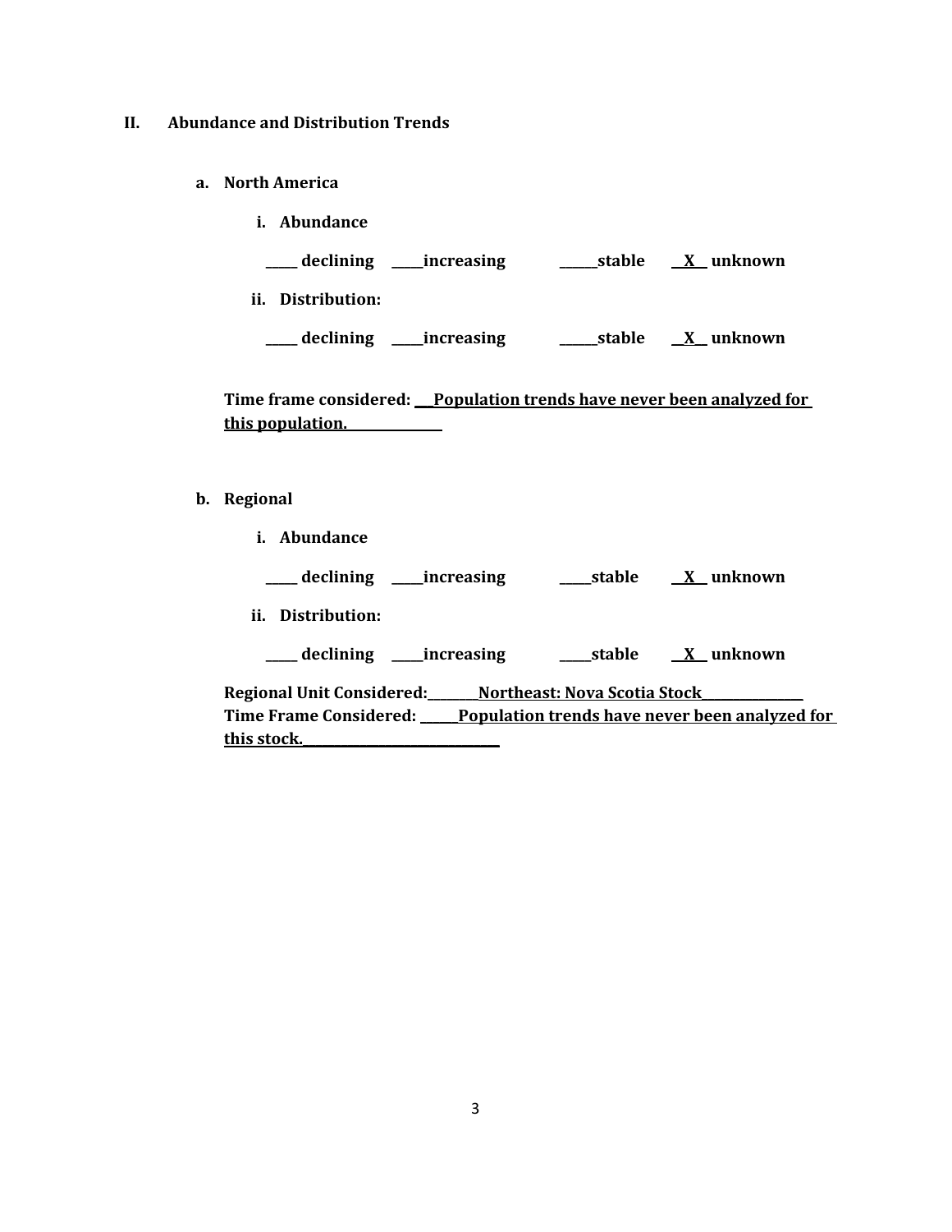## II. Abundance and Distribution Trends

### a. North America

**i. Abundance**

**_____ declining _____increasing ______stable __X__ unknown**

**ii. Distribution:**

**_____ declining _____increasing ______stable __X__ unknown**

**Time frame considered: ___Population trends have never been analyzed for this population.______________**

### b. Regional

**i. Abundance**

**_____ declining _____increasing _____stable __X__ unknown**

**ii. Distribution:**

**_____ declining _____increasing _____stable __X__ unknown**

**Regional Unit Considered:________Northeast: Nova Scotia Stock_______________**
**Time Frame Considered: ______Population trends have never been analyzed for this stock.______________________________**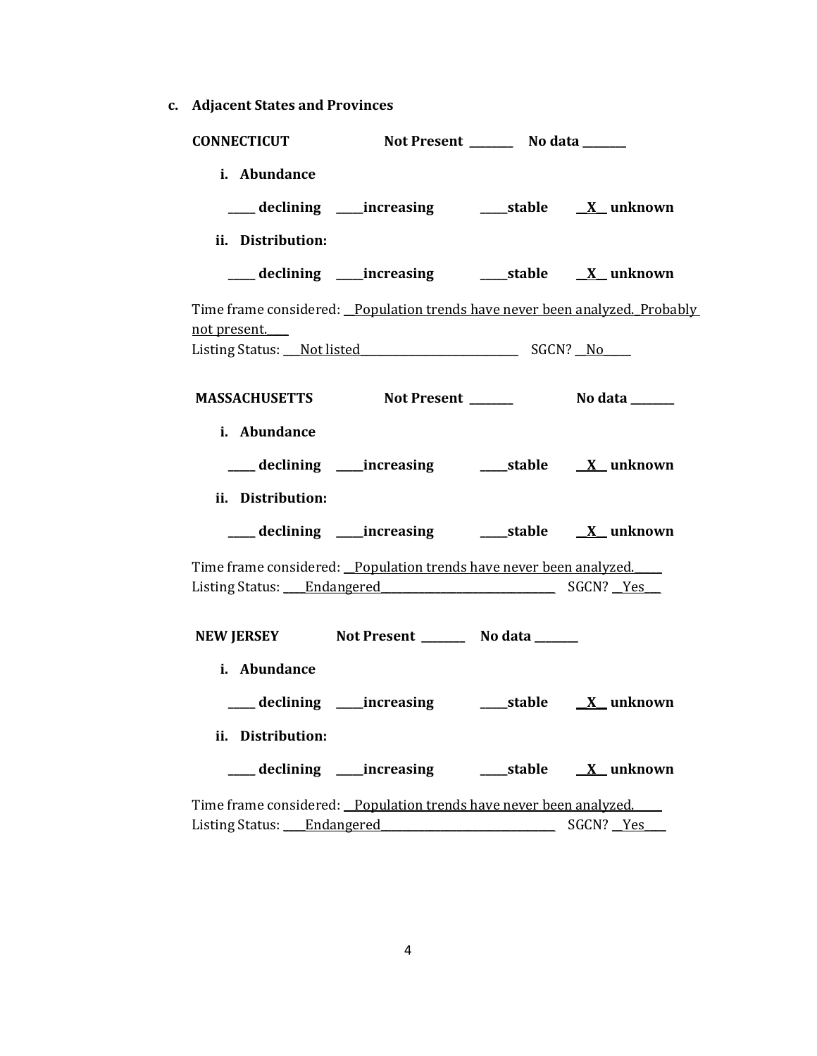**c. Adjacent States and Provinces**

**CONNECTICUT** **Not Present \_\_\_\_\_\_\_\_ No data \_\_\_\_\_\_\_\_**

**i. Abundance**

**\_\_\_\_\_ declining \_\_\_\_\_increasing \_\_\_\_\_stable \_\_X\_\_ unknown**

**ii. Distribution:**

**\_\_\_\_\_ declining \_\_\_\_\_increasing \_\_\_\_\_stable \_\_X\_\_ unknown**

Time frame considered: \_\_Population trends have never been analyzed.\_Probably not present.\_\_\_\_

Listing Status: \_\_\_Not listed\_\_\_\_\_\_\_\_\_\_\_\_\_\_\_\_\_\_\_\_\_\_\_\_\_\_\_\_\_ SGCN? \_\_No\_\_\_\_\_

**MASSACHUSETTS** **Not Present \_\_\_\_\_\_\_\_ No data \_\_\_\_\_\_\_\_**

**i. Abundance**

**\_\_\_\_\_ declining \_\_\_\_\_increasing \_\_\_\_\_stable \_\_X\_\_ unknown**

**ii. Distribution:**

**\_\_\_\_\_ declining \_\_\_\_\_increasing \_\_\_\_\_stable \_\_X\_\_ unknown**

Time frame considered: \_\_Population trends have never been analyzed.\_\_\_\_\_

Listing Status: \_\_\_\_Endangered\_\_\_\_\_\_\_\_\_\_\_\_\_\_\_\_\_\_\_\_\_\_\_\_\_\_\_\_\_\_\_\_ SGCN? \_\_Yes\_\_\_

**NEW JERSEY** **Not Present \_\_\_\_\_\_\_\_ No data \_\_\_\_\_\_\_\_**

**i. Abundance**

**\_\_\_\_\_ declining \_\_\_\_\_increasing \_\_\_\_\_stable \_\_X\_\_ unknown**

**ii. Distribution:**

**\_\_\_\_\_ declining \_\_\_\_\_increasing \_\_\_\_\_stable \_\_X\_\_ unknown**

Time frame considered: \_\_Population trends have never been analyzed.\_\_\_\_\_

Listing Status: \_\_\_\_Endangered\_\_\_\_\_\_\_\_\_\_\_\_\_\_\_\_\_\_\_\_\_\_\_\_\_\_\_\_\_\_\_\_ SGCN? \_\_Yes\_\_\_\_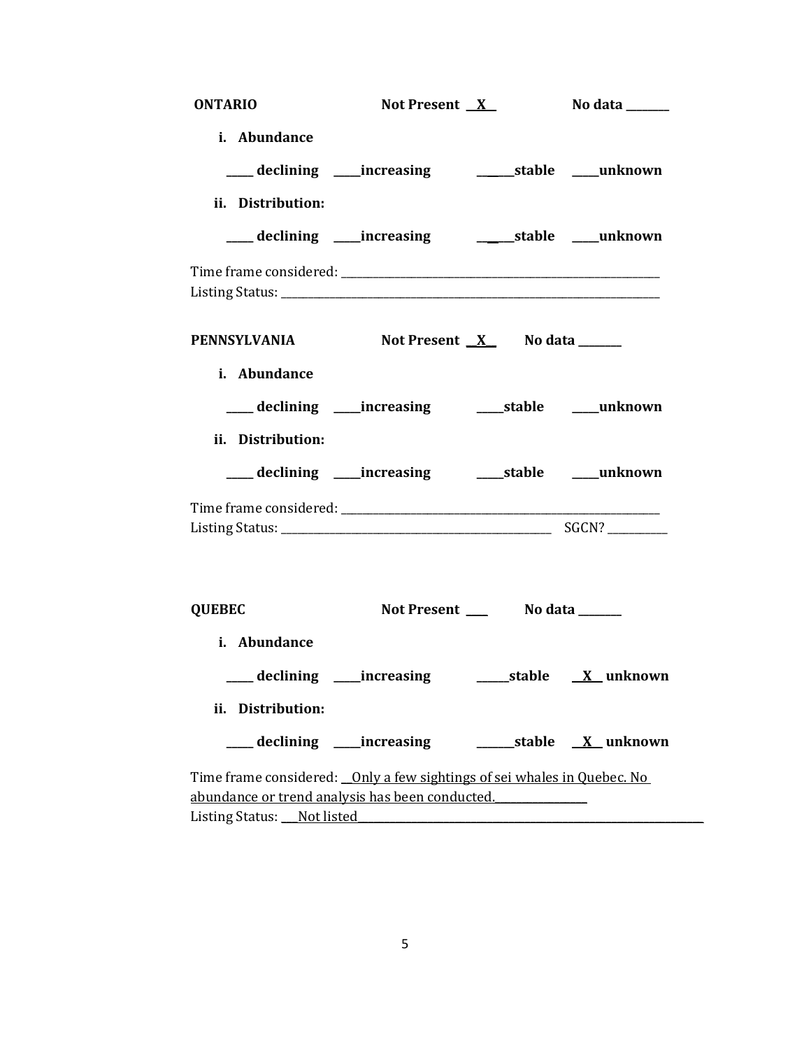**ONTARIO** **Not Present \_\_X\_\_** **No data \_\_\_\_\_\_\_\_**

**i. Abundance**

**\_\_\_\_\_ declining \_\_\_\_\_increasing \_\_\_\_\_\_\_stable \_\_\_\_\_unknown**

**ii. Distribution:**

**\_\_\_\_\_ declining \_\_\_\_\_increasing \_\_\_\_\_\_\_stable \_\_\_\_\_unknown**

Time frame considered: \_\_\_\_\_\_\_\_\_\_\_\_\_\_\_\_\_\_\_\_\_\_\_\_\_\_\_\_\_\_\_\_\_\_\_\_\_\_\_\_\_\_\_\_\_\_\_\_\_\_\_\_\_\_\_\_\_\_\_\_
Listing Status: \_\_\_\_\_\_\_\_\_\_\_\_\_\_\_\_\_\_\_\_\_\_\_\_\_\_\_\_\_\_\_\_\_\_\_\_\_\_\_\_\_\_\_\_\_\_\_\_\_\_\_\_\_\_\_\_\_\_\_\_\_\_\_\_\_\_\_\_

**PENNSYLVANIA** **Not Present \_\_X\_\_** **No data \_\_\_\_\_\_\_\_**

**i. Abundance**

**\_\_\_\_\_ declining \_\_\_\_\_increasing \_\_\_\_\_stable \_\_\_\_\_unknown**

**ii. Distribution:**

**\_\_\_\_\_ declining \_\_\_\_\_increasing \_\_\_\_\_stable \_\_\_\_\_unknown**

Time frame considered: \_\_\_\_\_\_\_\_\_\_\_\_\_\_\_\_\_\_\_\_\_\_\_\_\_\_\_\_\_\_\_\_\_\_\_\_\_\_\_\_\_\_\_\_\_\_\_\_\_\_\_\_\_\_\_\_\_\_\_\_
Listing Status: \_\_\_\_\_\_\_\_\_\_\_\_\_\_\_\_\_\_\_\_\_\_\_\_\_\_\_\_\_\_\_\_\_\_\_\_\_\_\_\_\_\_\_\_\_\_\_\_\_\_\_\_\_\_ SGCN? \_\_\_\_\_\_\_\_\_\_\_

**QUEBEC** **Not Present \_\_\_\_** **No data \_\_\_\_\_\_\_\_**

**i. Abundance**

**\_\_\_\_\_ declining \_\_\_\_\_increasing \_\_\_\_\_\_stable \_\_X\_\_ unknown**

**ii. Distribution:**

**\_\_\_\_\_ declining \_\_\_\_\_increasing \_\_\_\_\_\_\_stable \_\_X\_\_ unknown**

Time frame considered: \_\_Only a few sightings of sei whales in Quebec. No abundance or trend analysis has been conducted.\_\_\_\_\_\_\_\_\_\_\_\_\_\_\_\_\_
Listing Status: \_\_\_Not listed\_\_\_\_\_\_\_\_\_\_\_\_\_\_\_\_\_\_\_\_\_\_\_\_\_\_\_\_\_\_\_\_\_\_\_\_\_\_\_\_\_\_\_\_\_\_\_\_\_\_\_\_\_\_\_\_\_\_\_\_\_\_\_\_\_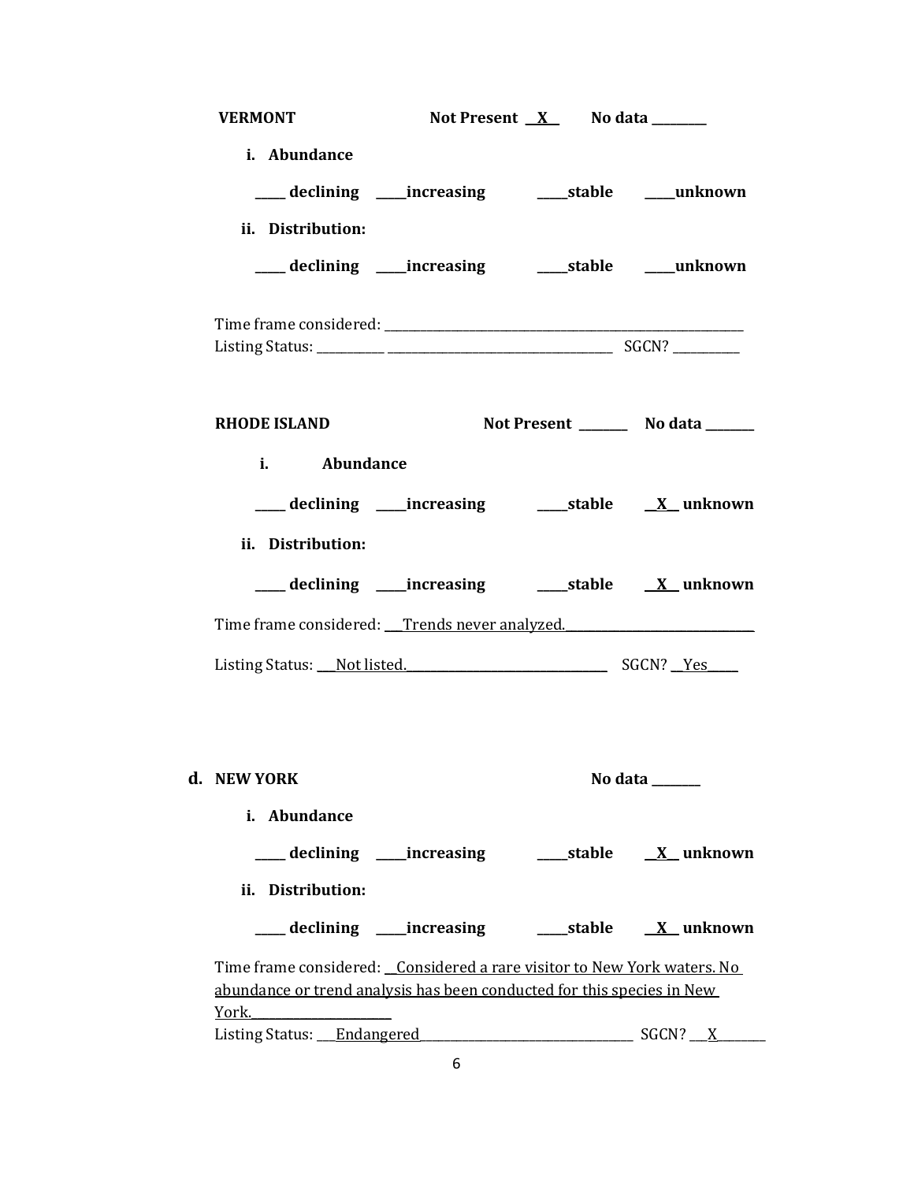**VERMONT** **Not Present \_\_X\_\_** **No data \_\_\_\_\_\_\_\_**

**i. Abundance**

**\_\_\_\_\_ declining \_\_\_\_\_increasing \_\_\_\_\_stable \_\_\_\_\_unknown**

**ii. Distribution:**

**\_\_\_\_\_ declining \_\_\_\_\_increasing \_\_\_\_\_stable \_\_\_\_\_unknown**

Time frame considered: \_\_\_\_\_\_\_\_\_\_\_\_\_\_\_\_\_\_\_\_\_\_\_\_\_\_\_\_\_\_\_\_\_\_\_\_\_\_\_\_\_\_\_\_\_\_\_\_\_\_\_\_\_\_\_\_\_\_\_\_

Listing Status: \_\_\_\_\_\_\_\_\_\_\_\_ \_\_\_\_\_\_\_\_\_\_\_\_\_\_\_\_\_\_\_\_\_\_\_\_\_\_\_\_\_\_\_\_\_\_\_\_\_\_\_\_ SGCN? \_\_\_\_\_\_\_\_\_\_\_\_

**RHODE ISLAND** **Not Present \_\_\_\_\_\_\_\_** **No data \_\_\_\_\_\_\_\_**

**i. Abundance**

**\_\_\_\_\_ declining \_\_\_\_\_increasing \_\_\_\_\_stable \_\_X\_\_ unknown**

**ii. Distribution:**

**\_\_\_\_\_ declining \_\_\_\_\_increasing \_\_\_\_\_stable \_\_X\_\_ unknown**

Time frame considered: \_\_\_Trends never analyzed.\_\_\_\_\_\_\_\_\_\_\_\_\_\_\_\_\_\_\_\_\_\_\_\_\_\_\_\_\_\_\_\_\_

Listing Status: \_\_\_Not listed.\_\_\_\_\_\_\_\_\_\_\_\_\_\_\_\_\_\_\_\_\_\_\_\_\_\_\_\_\_\_\_\_\_\_\_\_ SGCN? \_\_Yes\_\_\_\_\_

**d. NEW YORK** **No data \_\_\_\_\_\_\_\_**

**i. Abundance**

**\_\_\_\_\_ declining \_\_\_\_\_increasing \_\_\_\_\_stable \_\_X\_\_ unknown**

**ii. Distribution:**

**\_\_\_\_\_ declining \_\_\_\_\_increasing \_\_\_\_\_stable \_\_X\_\_ unknown**

Time frame considered: \_\_Considered a rare visitor to New York waters. No abundance or trend analysis has been conducted for this species in New York.\_\_\_\_\_\_\_\_\_\_\_\_\_\_\_\_\_\_\_\_\_\_\_\_\_

Listing Status: \_\_\_Endangered\_\_\_\_\_\_\_\_\_\_\_\_\_\_\_\_\_\_\_\_\_\_\_\_\_\_\_\_\_\_\_\_\_\_\_\_\_\_ SGCN? \_\_\_X\_\_\_\_\_\_\_\_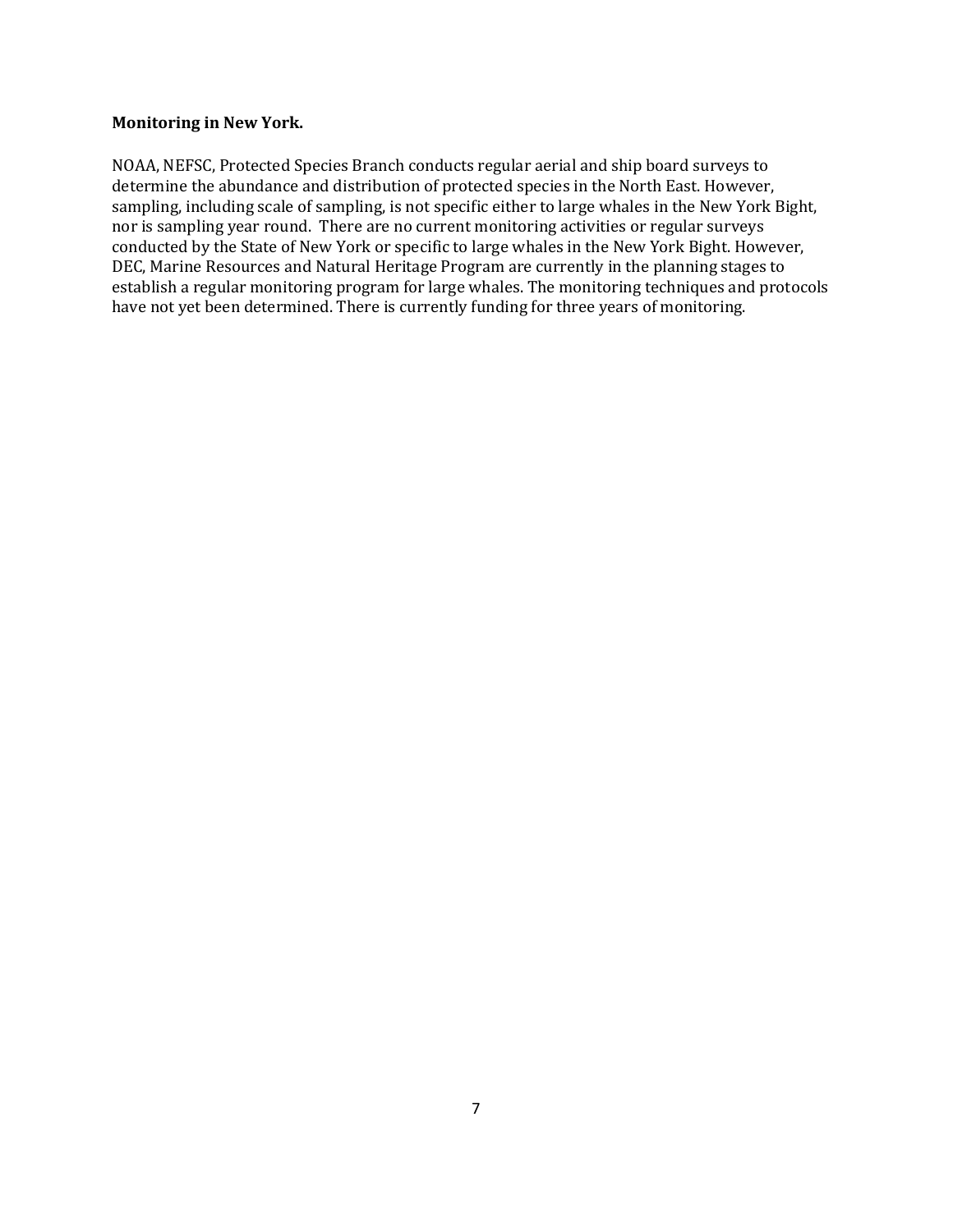**Monitoring in New York.**

NOAA, NEFSC, Protected Species Branch conducts regular aerial and ship board surveys to determine the abundance and distribution of protected species in the North East. However, sampling, including scale of sampling, is not specific either to large whales in the New York Bight, nor is sampling year round. There are no current monitoring activities or regular surveys conducted by the State of New York or specific to large whales in the New York Bight. However, DEC, Marine Resources and Natural Heritage Program are currently in the planning stages to establish a regular monitoring program for large whales. The monitoring techniques and protocols have not yet been determined. There is currently funding for three years of monitoring.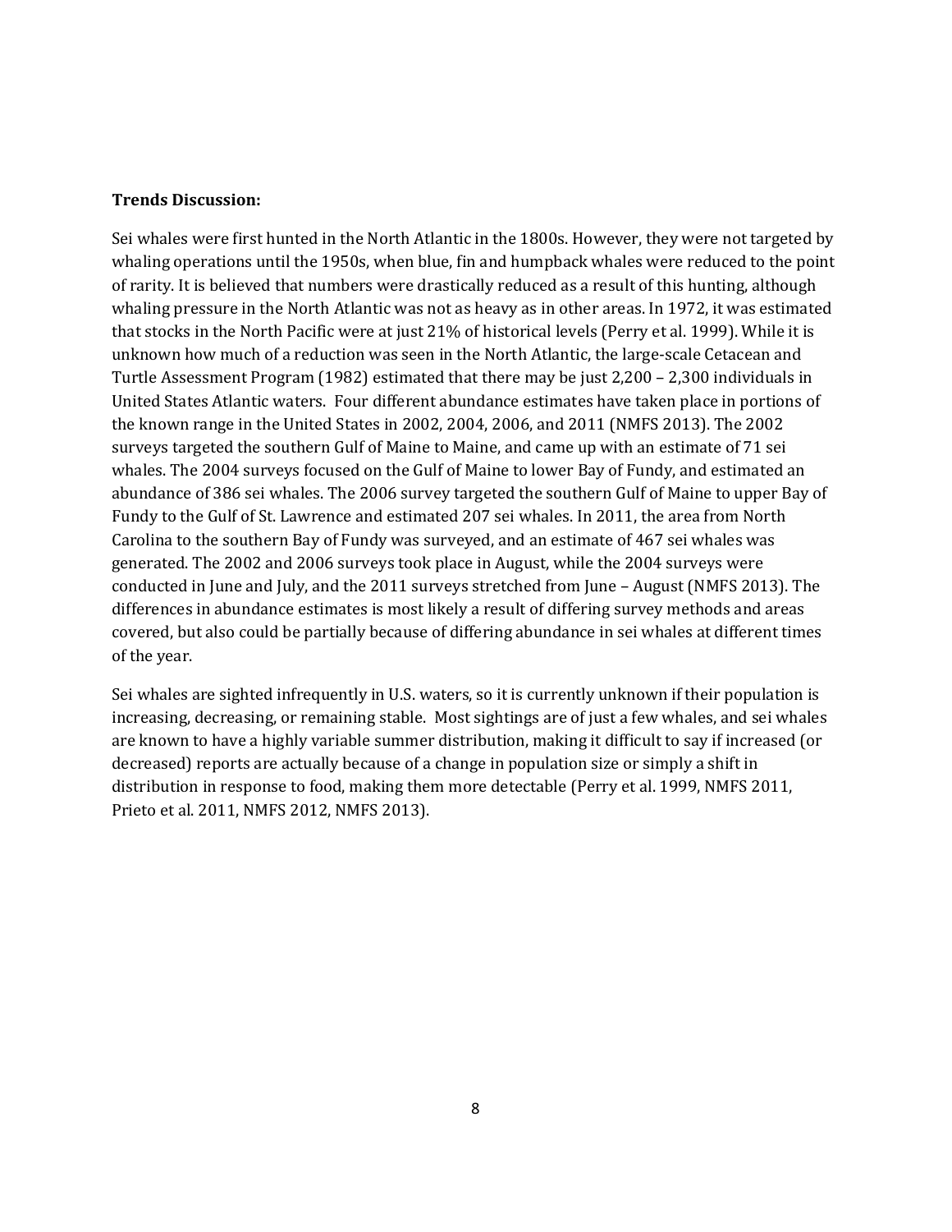**Trends Discussion:**

Sei whales were first hunted in the North Atlantic in the 1800s. However, they were not targeted by whaling operations until the 1950s, when blue, fin and humpback whales were reduced to the point of rarity. It is believed that numbers were drastically reduced as a result of this hunting, although whaling pressure in the North Atlantic was not as heavy as in other areas. In 1972, it was estimated that stocks in the North Pacific were at just 21% of historical levels (Perry et al. 1999). While it is unknown how much of a reduction was seen in the North Atlantic, the large-scale Cetacean and Turtle Assessment Program (1982) estimated that there may be just 2,200 – 2,300 individuals in United States Atlantic waters. Four different abundance estimates have taken place in portions of the known range in the United States in 2002, 2004, 2006, and 2011 (NMFS 2013). The 2002 surveys targeted the southern Gulf of Maine to Maine, and came up with an estimate of 71 sei whales. The 2004 surveys focused on the Gulf of Maine to lower Bay of Fundy, and estimated an abundance of 386 sei whales. The 2006 survey targeted the southern Gulf of Maine to upper Bay of Fundy to the Gulf of St. Lawrence and estimated 207 sei whales. In 2011, the area from North Carolina to the southern Bay of Fundy was surveyed, and an estimate of 467 sei whales was generated. The 2002 and 2006 surveys took place in August, while the 2004 surveys were conducted in June and July, and the 2011 surveys stretched from June – August (NMFS 2013). The differences in abundance estimates is most likely a result of differing survey methods and areas covered, but also could be partially because of differing abundance in sei whales at different times of the year.

Sei whales are sighted infrequently in U.S. waters, so it is currently unknown if their population is increasing, decreasing, or remaining stable. Most sightings are of just a few whales, and sei whales are known to have a highly variable summer distribution, making it difficult to say if increased (or decreased) reports are actually because of a change in population size or simply a shift in distribution in response to food, making them more detectable (Perry et al. 1999, NMFS 2011, Prieto et al. 2011, NMFS 2012, NMFS 2013).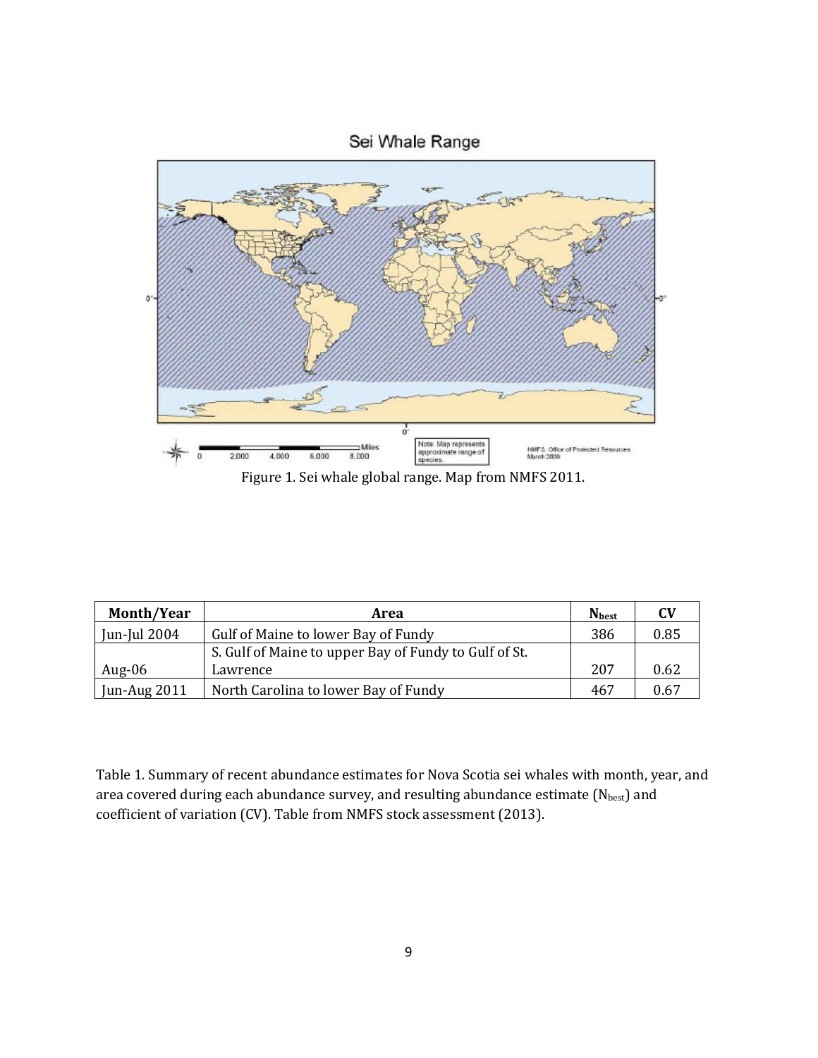Figure 1. Sei whale global range. Map from NMFS 2011.

| Month/Year | Area | $N_{best}$ | CV |
|---|---|---|---|
| Jun-Jul 2004 | Gulf of Maine to lower Bay of Fundy | 386 | 0.85 |
| Aug-06 | S. Gulf of Maine to upper Bay of Fundy to Gulf of St. Lawrence | 207 | 0.62 |
| Jun-Aug 2011 | North Carolina to lower Bay of Fundy | 467 | 0.67 |

Table 1. Summary of recent abundance estimates for Nova Scotia sei whales with month, year, and area covered during each abundance survey, and resulting abundance estimate ($N_{best}$) and coefficient of variation (CV). Table from NMFS stock assessment (2013).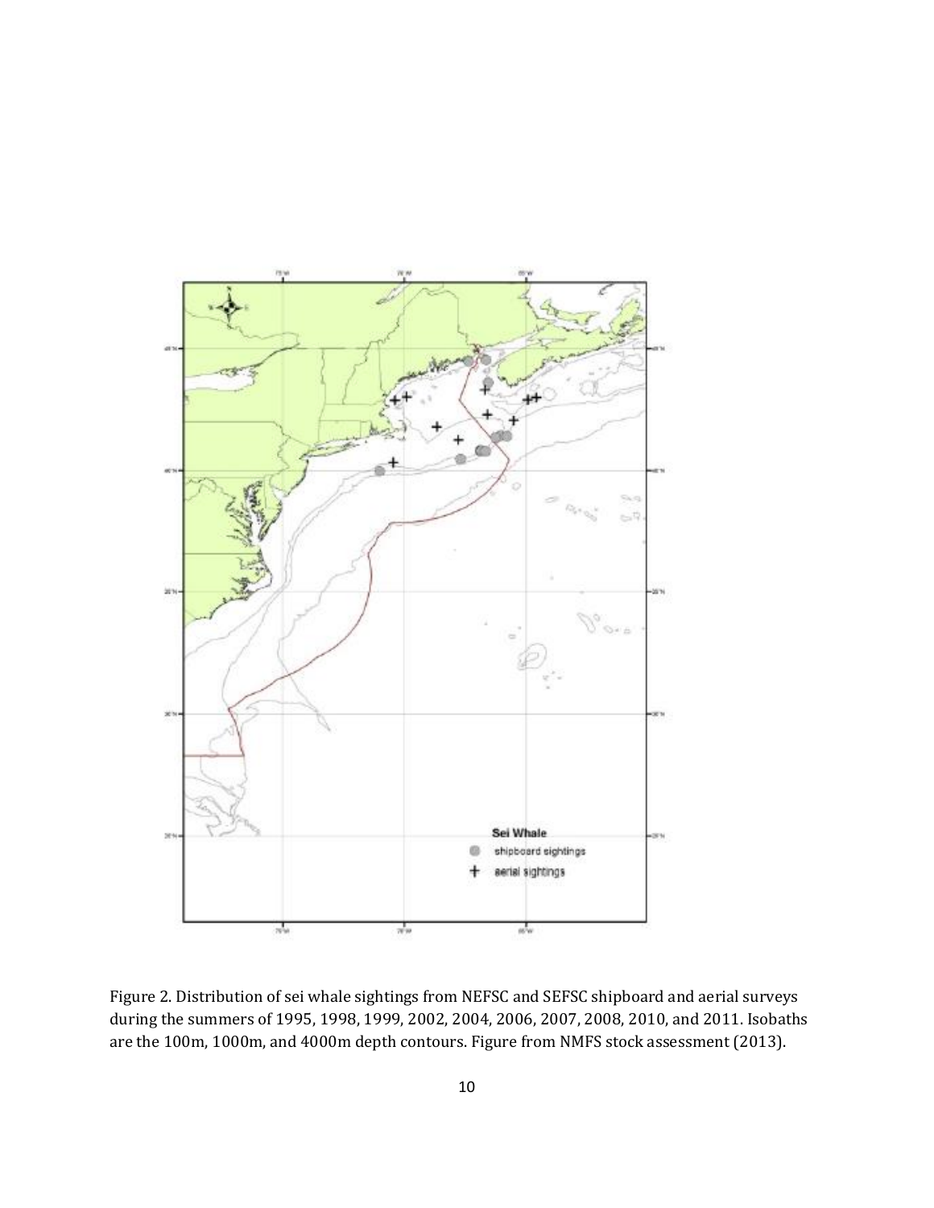Figure 2. Distribution of sei whale sightings from NEFSC and SEFSC shipboard and aerial surveys during the summers of 1995, 1998, 1999, 2002, 2004, 2006, 2007, 2008, 2010, and 2011. Isobaths are the 100m, 1000m, and 4000m depth contours. Figure from NMFS stock assessment (2013).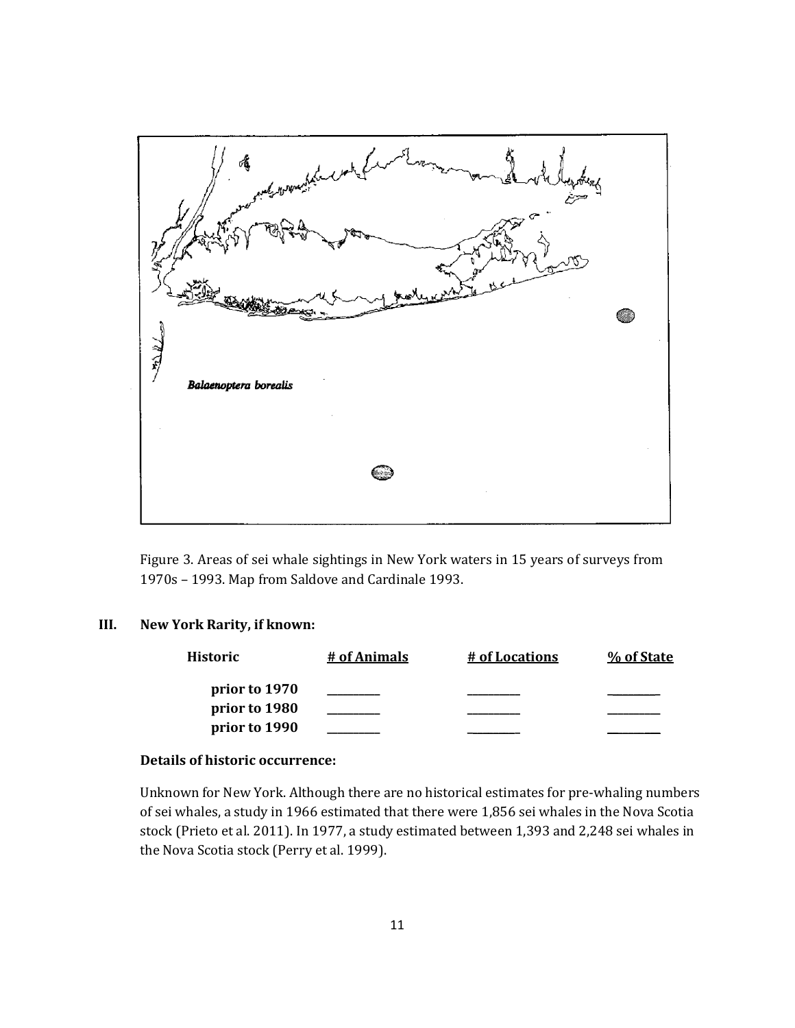Figure 3. Areas of sei whale sightings in New York waters in 15 years of surveys from 1970s – 1993. Map from Saldove and Cardinale 1993.

## III. New York Rarity, if known:

| Historic | # of Animals | # of Locations | % of State |
|---|---|---|---|
| **prior to 1970** | _________ | _________ | _________ |
| **prior to 1980** | _________ | _________ | _________ |
| **prior to 1990** | _________ | _________ | _________ |

**Details of historic occurrence:**

Unknown for New York. Although there are no historical estimates for pre-whaling numbers of sei whales, a study in 1966 estimated that there were 1,856 sei whales in the Nova Scotia stock (Prieto et al. 2011). In 1977, a study estimated between 1,393 and 2,248 sei whales in the Nova Scotia stock (Perry et al. 1999).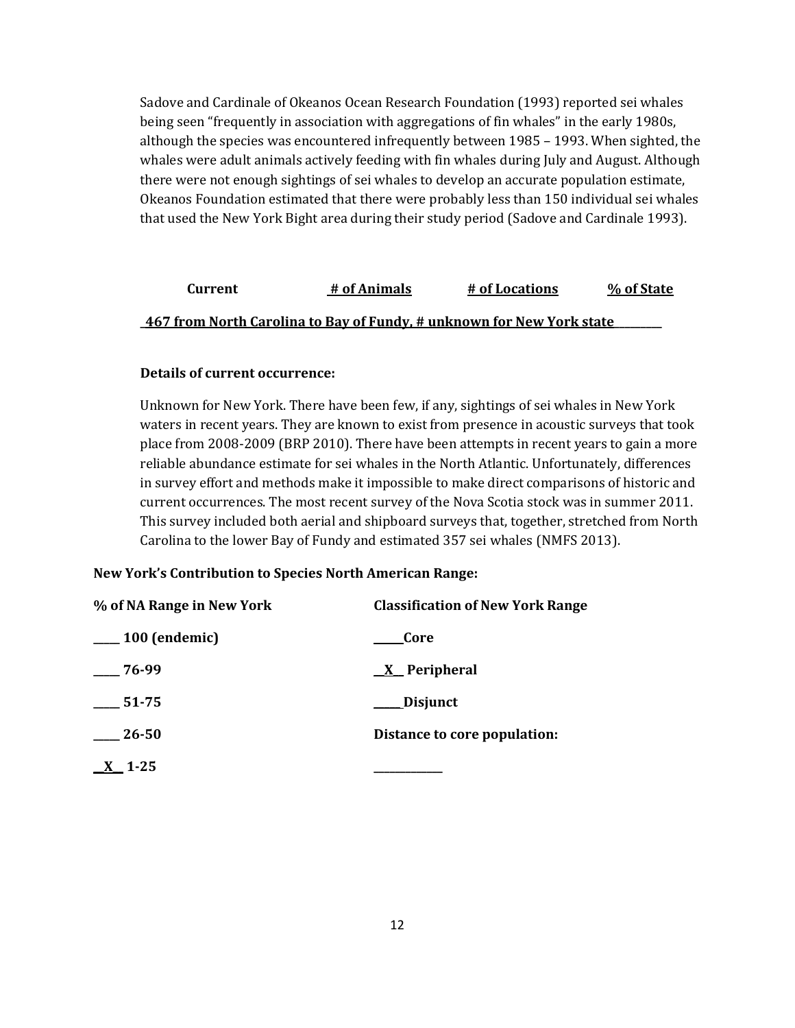Sadove and Cardinale of Okeanos Ocean Research Foundation (1993) reported sei whales being seen "frequently in association with aggregations of fin whales" in the early 1980s, although the species was encountered infrequently between 1985 – 1993. When sighted, the whales were adult animals actively feeding with fin whales during July and August. Although there were not enough sightings of sei whales to develop an accurate population estimate, Okeanos Foundation estimated that there were probably less than 150 individual sei whales that used the New York Bight area during their study period (Sadove and Cardinale 1993).

| **Current** | **# of Animals** | **# of Locations** | **% of State** |
|---|---|---|---|

**467 from North Carolina to Bay of Fundy, # unknown for New York state**

**Details of current occurrence:**

Unknown for New York. There have been few, if any, sightings of sei whales in New York waters in recent years. They are known to exist from presence in acoustic surveys that took place from 2008-2009 (BRP 2010). There have been attempts in recent years to gain a more reliable abundance estimate for sei whales in the North Atlantic. Unfortunately, differences in survey effort and methods make it impossible to make direct comparisons of historic and current occurrences. The most recent survey of the Nova Scotia stock was in summer 2011. This survey included both aerial and shipboard surveys that, together, stretched from North Carolina to the lower Bay of Fundy and estimated 357 sei whales (NMFS 2013).

**New York's Contribution to Species North American Range:**

| **% of NA Range in New York** | **Classification of New York Range** |
|---|---|
| ____ 100 (endemic) | _____ Core |
| ____ 76-99 | __X__ Peripheral |
| ____ 51-75 | _____ Disjunct |
| ____ 26-50 | **Distance to core population:** |
| __X__ 1-25 | ____________ |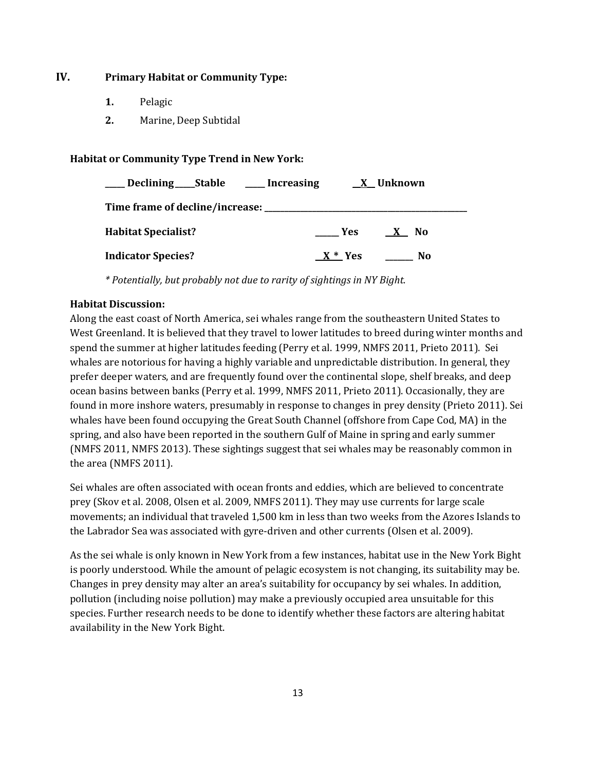## IV. Primary Habitat or Community Type:

1. Pelagic
2. Marine, Deep Subtidal

**Habitat or Community Type Trend in New York:**

**____ Declining ____Stable ____ Increasing __X__ Unknown**

**Time frame of decline/increase: ______________________________**

**Habitat Specialist?** _____ Yes __X__ No

**Indicator Species?** __X *__ Yes ______ No

*\* Potentially, but probably not due to rarity of sightings in NY Bight.*

**Habitat Discussion:**

Along the east coast of North America, sei whales range from the southeastern United States to West Greenland. It is believed that they travel to lower latitudes to breed during winter months and spend the summer at higher latitudes feeding (Perry et al. 1999, NMFS 2011, Prieto 2011). Sei whales are notorious for having a highly variable and unpredictable distribution. In general, they prefer deeper waters, and are frequently found over the continental slope, shelf breaks, and deep ocean basins between banks (Perry et al. 1999, NMFS 2011, Prieto 2011). Occasionally, they are found in more inshore waters, presumably in response to changes in prey density (Prieto 2011). Sei whales have been found occupying the Great South Channel (offshore from Cape Cod, MA) in the spring, and also have been reported in the southern Gulf of Maine in spring and early summer (NMFS 2011, NMFS 2013). These sightings suggest that sei whales may be reasonably common in the area (NMFS 2011).

Sei whales are often associated with ocean fronts and eddies, which are believed to concentrate prey (Skov et al. 2008, Olsen et al. 2009, NMFS 2011). They may use currents for large scale movements; an individual that traveled 1,500 km in less than two weeks from the Azores Islands to the Labrador Sea was associated with gyre-driven and other currents (Olsen et al. 2009).

As the sei whale is only known in New York from a few instances, habitat use in the New York Bight is poorly understood. While the amount of pelagic ecosystem is not changing, its suitability may be. Changes in prey density may alter an area's suitability for occupancy by sei whales. In addition, pollution (including noise pollution) may make a previously occupied area unsuitable for this species. Further research needs to be done to identify whether these factors are altering habitat availability in the New York Bight.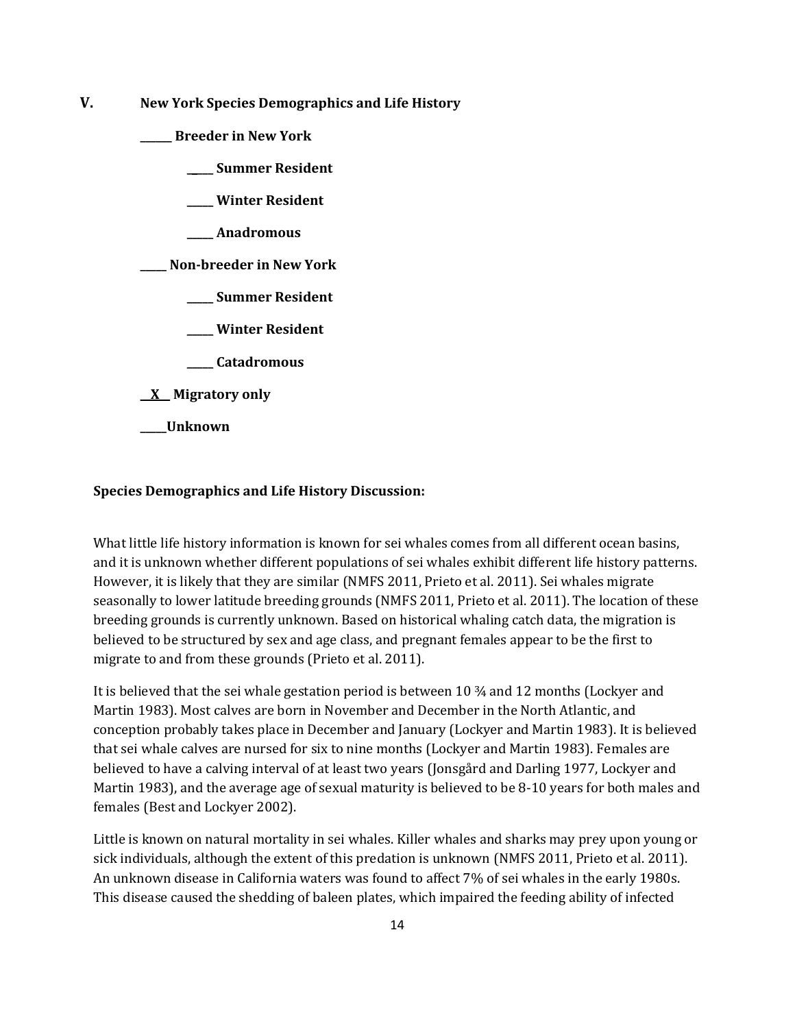## V. New York Species Demographics and Life History

______ **Breeder in New York**

_____ **Summer Resident**

_____ **Winter Resident**

_____ **Anadromous**

_____ **Non-breeder in New York**

_____ **Summer Resident**

_____ **Winter Resident**

_____ **Catadromous**

__X__ **Migratory only**

_____**Unknown**

**Species Demographics and Life History Discussion:**

What little life history information is known for sei whales comes from all different ocean basins, and it is unknown whether different populations of sei whales exhibit different life history patterns. However, it is likely that they are similar (NMFS 2011, Prieto et al. 2011). Sei whales migrate seasonally to lower latitude breeding grounds (NMFS 2011, Prieto et al. 2011). The location of these breeding grounds is currently unknown. Based on historical whaling catch data, the migration is believed to be structured by sex and age class, and pregnant females appear to be the first to migrate to and from these grounds (Prieto et al. 2011).

It is believed that the sei whale gestation period is between 10 ¾ and 12 months (Lockyer and Martin 1983). Most calves are born in November and December in the North Atlantic, and conception probably takes place in December and January (Lockyer and Martin 1983). It is believed that sei whale calves are nursed for six to nine months (Lockyer and Martin 1983). Females are believed to have a calving interval of at least two years (Jonsgård and Darling 1977, Lockyer and Martin 1983), and the average age of sexual maturity is believed to be 8-10 years for both males and females (Best and Lockyer 2002).

Little is known on natural mortality in sei whales. Killer whales and sharks may prey upon young or sick individuals, although the extent of this predation is unknown (NMFS 2011, Prieto et al. 2011). An unknown disease in California waters was found to affect 7% of sei whales in the early 1980s. This disease caused the shedding of baleen plates, which impaired the feeding ability of infected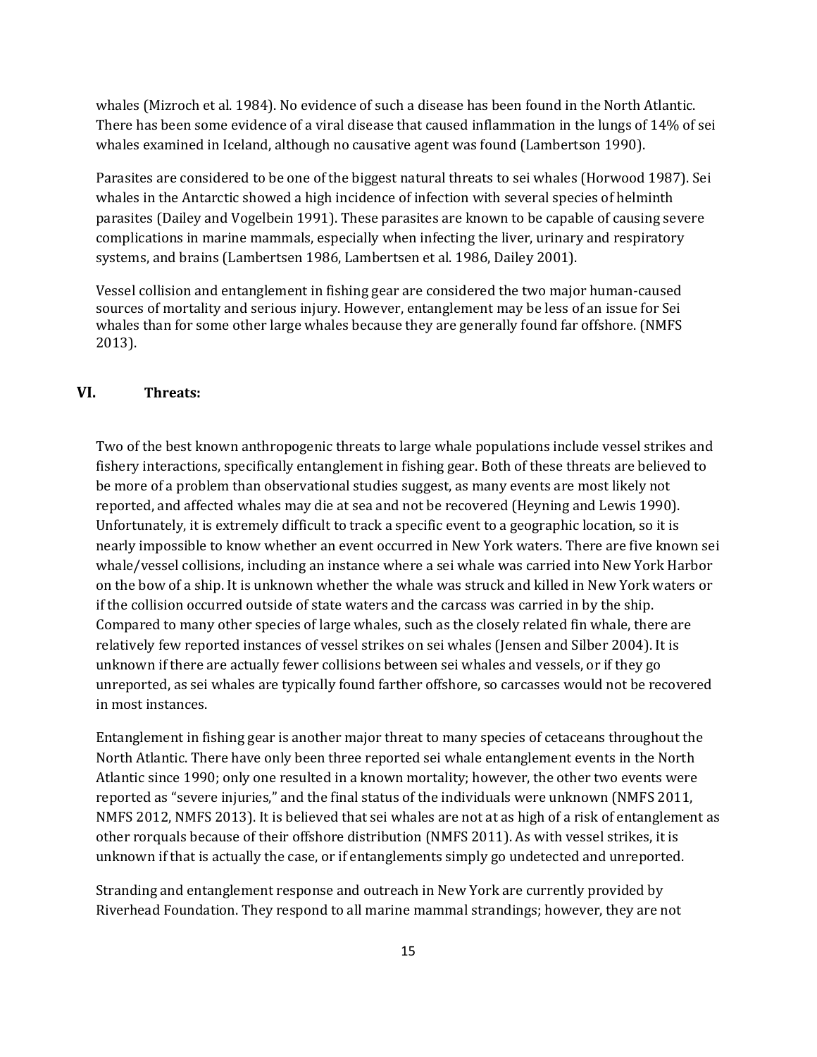whales (Mizroch et al. 1984). No evidence of such a disease has been found in the North Atlantic. There has been some evidence of a viral disease that caused inflammation in the lungs of 14% of sei whales examined in Iceland, although no causative agent was found (Lambertson 1990).

Parasites are considered to be one of the biggest natural threats to sei whales (Horwood 1987). Sei whales in the Antarctic showed a high incidence of infection with several species of helminth parasites (Dailey and Vogelbein 1991). These parasites are known to be capable of causing severe complications in marine mammals, especially when infecting the liver, urinary and respiratory systems, and brains (Lambertsen 1986, Lambertsen et al. 1986, Dailey 2001).

Vessel collision and entanglement in fishing gear are considered the two major human-caused sources of mortality and serious injury. However, entanglement may be less of an issue for Sei whales than for some other large whales because they are generally found far offshore. (NMFS 2013).

## VI. Threats:

Two of the best known anthropogenic threats to large whale populations include vessel strikes and fishery interactions, specifically entanglement in fishing gear. Both of these threats are believed to be more of a problem than observational studies suggest, as many events are most likely not reported, and affected whales may die at sea and not be recovered (Heyning and Lewis 1990). Unfortunately, it is extremely difficult to track a specific event to a geographic location, so it is nearly impossible to know whether an event occurred in New York waters. There are five known sei whale/vessel collisions, including an instance where a sei whale was carried into New York Harbor on the bow of a ship. It is unknown whether the whale was struck and killed in New York waters or if the collision occurred outside of state waters and the carcass was carried in by the ship. Compared to many other species of large whales, such as the closely related fin whale, there are relatively few reported instances of vessel strikes on sei whales (Jensen and Silber 2004). It is unknown if there are actually fewer collisions between sei whales and vessels, or if they go unreported, as sei whales are typically found farther offshore, so carcasses would not be recovered in most instances.

Entanglement in fishing gear is another major threat to many species of cetaceans throughout the North Atlantic. There have only been three reported sei whale entanglement events in the North Atlantic since 1990; only one resulted in a known mortality; however, the other two events were reported as "severe injuries," and the final status of the individuals were unknown (NMFS 2011, NMFS 2012, NMFS 2013). It is believed that sei whales are not at as high of a risk of entanglement as other rorquals because of their offshore distribution (NMFS 2011). As with vessel strikes, it is unknown if that is actually the case, or if entanglements simply go undetected and unreported.

Stranding and entanglement response and outreach in New York are currently provided by Riverhead Foundation. They respond to all marine mammal strandings; however, they are not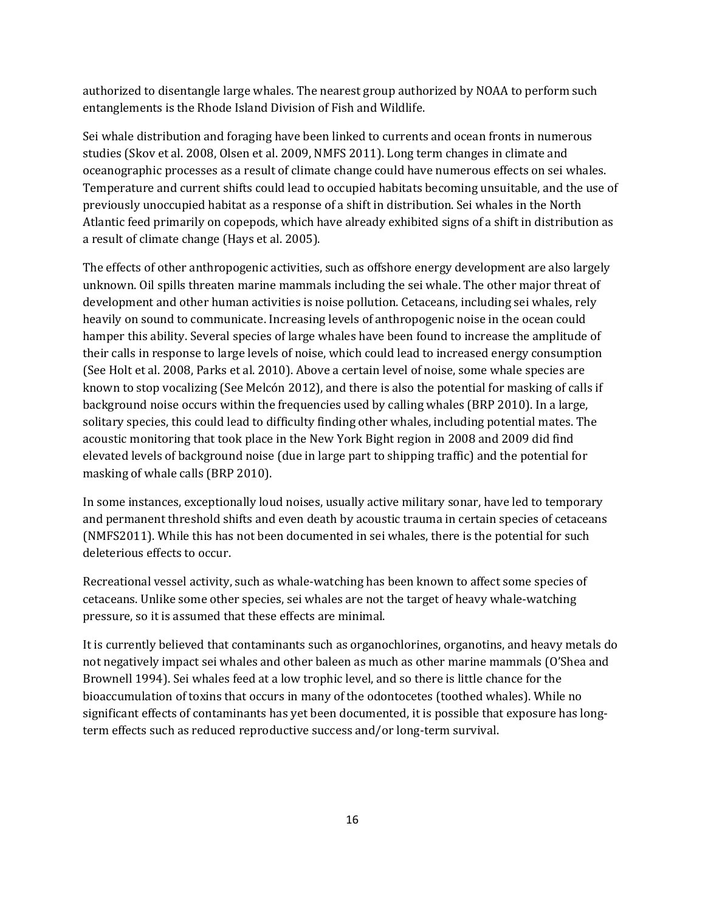authorized to disentangle large whales. The nearest group authorized by NOAA to perform such entanglements is the Rhode Island Division of Fish and Wildlife.

Sei whale distribution and foraging have been linked to currents and ocean fronts in numerous studies (Skov et al. 2008, Olsen et al. 2009, NMFS 2011). Long term changes in climate and oceanographic processes as a result of climate change could have numerous effects on sei whales. Temperature and current shifts could lead to occupied habitats becoming unsuitable, and the use of previously unoccupied habitat as a response of a shift in distribution. Sei whales in the North Atlantic feed primarily on copepods, which have already exhibited signs of a shift in distribution as a result of climate change (Hays et al. 2005).

The effects of other anthropogenic activities, such as offshore energy development are also largely unknown. Oil spills threaten marine mammals including the sei whale. The other major threat of development and other human activities is noise pollution. Cetaceans, including sei whales, rely heavily on sound to communicate. Increasing levels of anthropogenic noise in the ocean could hamper this ability. Several species of large whales have been found to increase the amplitude of their calls in response to large levels of noise, which could lead to increased energy consumption (See Holt et al. 2008, Parks et al. 2010). Above a certain level of noise, some whale species are known to stop vocalizing (See Melcón 2012), and there is also the potential for masking of calls if background noise occurs within the frequencies used by calling whales (BRP 2010). In a large, solitary species, this could lead to difficulty finding other whales, including potential mates. The acoustic monitoring that took place in the New York Bight region in 2008 and 2009 did find elevated levels of background noise (due in large part to shipping traffic) and the potential for masking of whale calls (BRP 2010).

In some instances, exceptionally loud noises, usually active military sonar, have led to temporary and permanent threshold shifts and even death by acoustic trauma in certain species of cetaceans (NMFS2011). While this has not been documented in sei whales, there is the potential for such deleterious effects to occur.

Recreational vessel activity, such as whale-watching has been known to affect some species of cetaceans. Unlike some other species, sei whales are not the target of heavy whale-watching pressure, so it is assumed that these effects are minimal.

It is currently believed that contaminants such as organochlorines, organotins, and heavy metals do not negatively impact sei whales and other baleen as much as other marine mammals (O'Shea and Brownell 1994). Sei whales feed at a low trophic level, and so there is little chance for the bioaccumulation of toxins that occurs in many of the odontocetes (toothed whales). While no significant effects of contaminants has yet been documented, it is possible that exposure has long-term effects such as reduced reproductive success and/or long-term survival.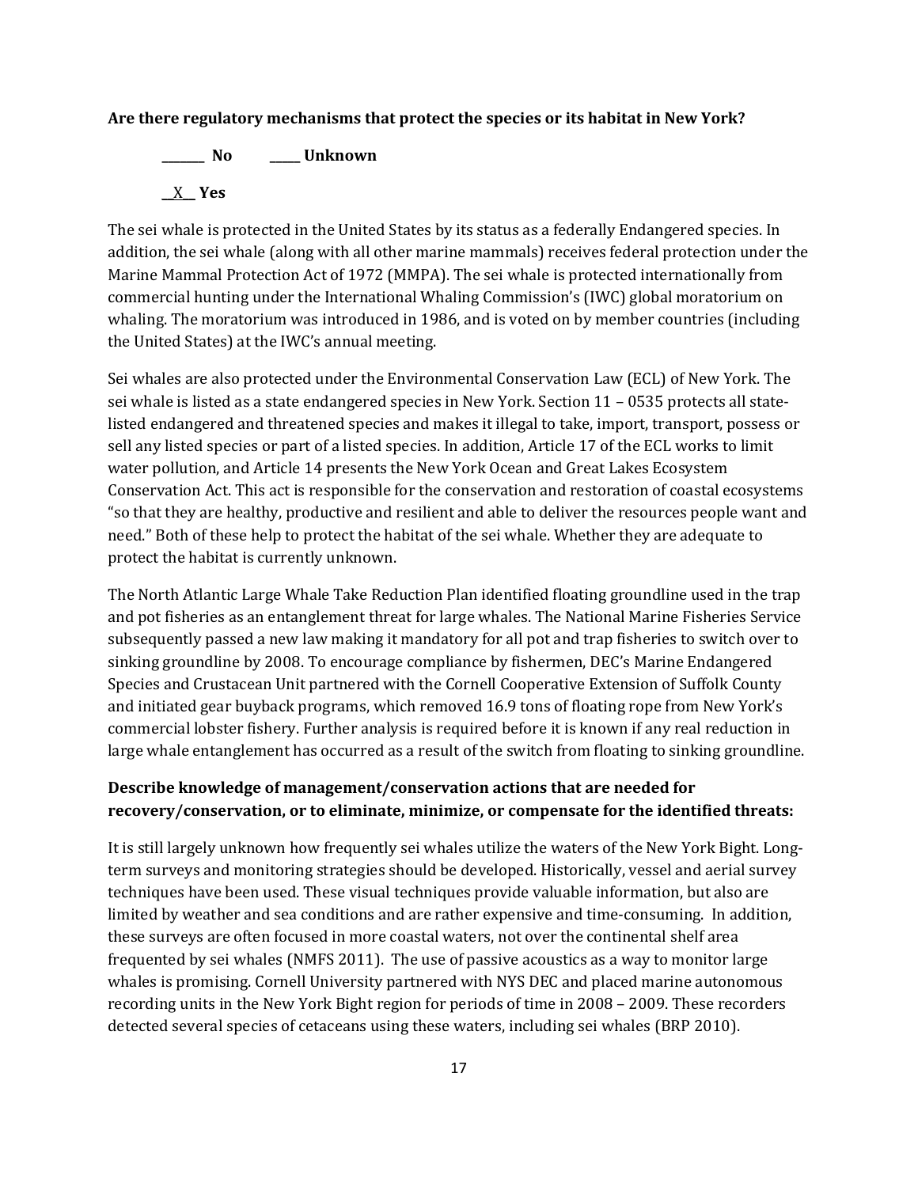**Are there regulatory mechanisms that protect the species or its habitat in New York?**

_______ **No** _____ **Unknown**

__X__ **Yes**

The sei whale is protected in the United States by its status as a federally Endangered species. In addition, the sei whale (along with all other marine mammals) receives federal protection under the Marine Mammal Protection Act of 1972 (MMPA). The sei whale is protected internationally from commercial hunting under the International Whaling Commission's (IWC) global moratorium on whaling. The moratorium was introduced in 1986, and is voted on by member countries (including the United States) at the IWC's annual meeting.

Sei whales are also protected under the Environmental Conservation Law (ECL) of New York. The sei whale is listed as a state endangered species in New York. Section 11 – 0535 protects all state-listed endangered and threatened species and makes it illegal to take, import, transport, possess or sell any listed species or part of a listed species. In addition, Article 17 of the ECL works to limit water pollution, and Article 14 presents the New York Ocean and Great Lakes Ecosystem Conservation Act. This act is responsible for the conservation and restoration of coastal ecosystems "so that they are healthy, productive and resilient and able to deliver the resources people want and need." Both of these help to protect the habitat of the sei whale. Whether they are adequate to protect the habitat is currently unknown.

The North Atlantic Large Whale Take Reduction Plan identified floating groundline used in the trap and pot fisheries as an entanglement threat for large whales. The National Marine Fisheries Service subsequently passed a new law making it mandatory for all pot and trap fisheries to switch over to sinking groundline by 2008. To encourage compliance by fishermen, DEC's Marine Endangered Species and Crustacean Unit partnered with the Cornell Cooperative Extension of Suffolk County and initiated gear buyback programs, which removed 16.9 tons of floating rope from New York's commercial lobster fishery. Further analysis is required before it is known if any real reduction in large whale entanglement has occurred as a result of the switch from floating to sinking groundline.

**Describe knowledge of management/conservation actions that are needed for recovery/conservation, or to eliminate, minimize, or compensate for the identified threats:**

It is still largely unknown how frequently sei whales utilize the waters of the New York Bight. Long-term surveys and monitoring strategies should be developed. Historically, vessel and aerial survey techniques have been used. These visual techniques provide valuable information, but also are limited by weather and sea conditions and are rather expensive and time-consuming. In addition, these surveys are often focused in more coastal waters, not over the continental shelf area frequented by sei whales (NMFS 2011). The use of passive acoustics as a way to monitor large whales is promising. Cornell University partnered with NYS DEC and placed marine autonomous recording units in the New York Bight region for periods of time in 2008 – 2009. These recorders detected several species of cetaceans using these waters, including sei whales (BRP 2010).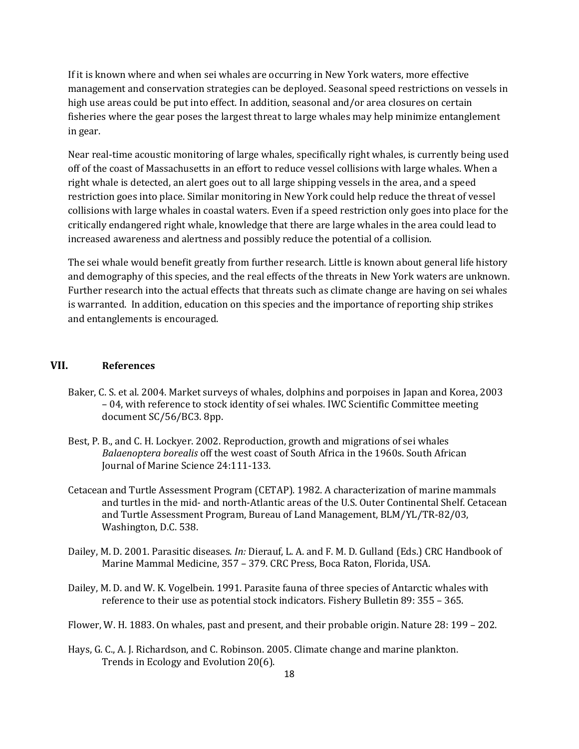If it is known where and when sei whales are occurring in New York waters, more effective management and conservation strategies can be deployed. Seasonal speed restrictions on vessels in high use areas could be put into effect. In addition, seasonal and/or area closures on certain fisheries where the gear poses the largest threat to large whales may help minimize entanglement in gear.

Near real-time acoustic monitoring of large whales, specifically right whales, is currently being used off of the coast of Massachusetts in an effort to reduce vessel collisions with large whales. When a right whale is detected, an alert goes out to all large shipping vessels in the area, and a speed restriction goes into place. Similar monitoring in New York could help reduce the threat of vessel collisions with large whales in coastal waters. Even if a speed restriction only goes into place for the critically endangered right whale, knowledge that there are large whales in the area could lead to increased awareness and alertness and possibly reduce the potential of a collision.

The sei whale would benefit greatly from further research. Little is known about general life history and demography of this species, and the real effects of the threats in New York waters are unknown. Further research into the actual effects that threats such as climate change are having on sei whales is warranted. In addition, education on this species and the importance of reporting ship strikes and entanglements is encouraged.

## VII. References

Baker, C. S. et al. 2004. Market surveys of whales, dolphins and porpoises in Japan and Korea, 2003 – 04, with reference to stock identity of sei whales. IWC Scientific Committee meeting document SC/56/BC3. 8pp.

Best, P. B., and C. H. Lockyer. 2002. Reproduction, growth and migrations of sei whales *Balaenoptera borealis* off the west coast of South Africa in the 1960s. South African Journal of Marine Science 24:111-133.

Cetacean and Turtle Assessment Program (CETAP). 1982. A characterization of marine mammals and turtles in the mid- and north-Atlantic areas of the U.S. Outer Continental Shelf. Cetacean and Turtle Assessment Program, Bureau of Land Management, BLM/YL/TR-82/03, Washington, D.C. 538.

Dailey, M. D. 2001. Parasitic diseases. *In:* Dierauf, L. A. and F. M. D. Gulland (Eds.) CRC Handbook of Marine Mammal Medicine, 357 – 379. CRC Press, Boca Raton, Florida, USA.

Dailey, M. D. and W. K. Vogelbein. 1991. Parasite fauna of three species of Antarctic whales with reference to their use as potential stock indicators. Fishery Bulletin 89: 355 – 365.

Flower, W. H. 1883. On whales, past and present, and their probable origin. Nature 28: 199 – 202.

Hays, G. C., A. J. Richardson, and C. Robinson. 2005. Climate change and marine plankton. Trends in Ecology and Evolution 20(6).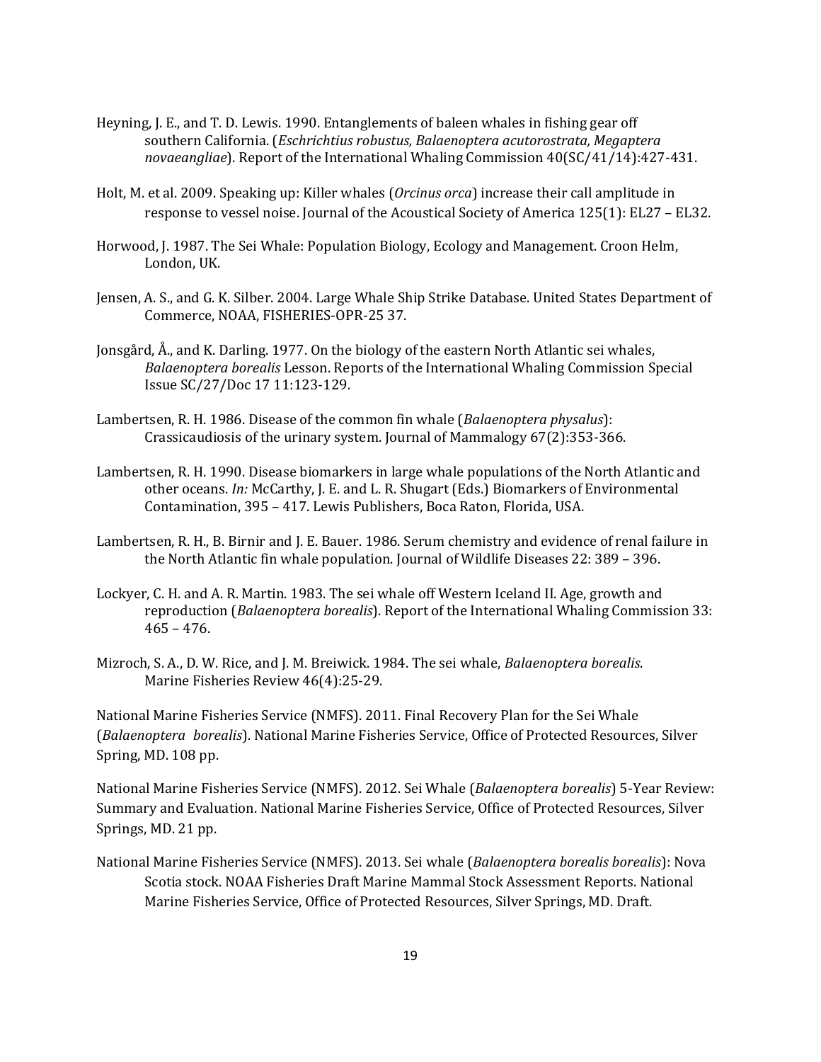Heyning, J. E., and T. D. Lewis. 1990. Entanglements of baleen whales in fishing gear off southern California. (*Eschrichtius robustus, Balaenoptera acutorostrata, Megaptera novaeangliae*). Report of the International Whaling Commission 40(SC/41/14):427-431.

Holt, M. et al. 2009. Speaking up: Killer whales (*Orcinus orca*) increase their call amplitude in response to vessel noise. Journal of the Acoustical Society of America 125(1): EL27 – EL32.

Horwood, J. 1987. The Sei Whale: Population Biology, Ecology and Management. Croon Helm, London, UK.

Jensen, A. S., and G. K. Silber. 2004. Large Whale Ship Strike Database. United States Department of Commerce, NOAA, FISHERIES-OPR-25 37.

Jonsgård, Å., and K. Darling. 1977. On the biology of the eastern North Atlantic sei whales, *Balaenoptera borealis* Lesson. Reports of the International Whaling Commission Special Issue SC/27/Doc 17 11:123-129.

Lambertsen, R. H. 1986. Disease of the common fin whale (*Balaenoptera physalus*): Crassicaudiosis of the urinary system. Journal of Mammalogy 67(2):353-366.

Lambertsen, R. H. 1990. Disease biomarkers in large whale populations of the North Atlantic and other oceans. *In:* McCarthy, J. E. and L. R. Shugart (Eds.) Biomarkers of Environmental Contamination, 395 – 417. Lewis Publishers, Boca Raton, Florida, USA.

Lambertsen, R. H., B. Birnir and J. E. Bauer. 1986. Serum chemistry and evidence of renal failure in the North Atlantic fin whale population. Journal of Wildlife Diseases 22: 389 – 396.

Lockyer, C. H. and A. R. Martin. 1983. The sei whale off Western Iceland II. Age, growth and reproduction (*Balaenoptera borealis*). Report of the International Whaling Commission 33: 465 – 476.

Mizroch, S. A., D. W. Rice, and J. M. Breiwick. 1984. The sei whale, *Balaenoptera borealis*. Marine Fisheries Review 46(4):25-29.

National Marine Fisheries Service (NMFS). 2011. Final Recovery Plan for the Sei Whale (*Balaenoptera borealis*). National Marine Fisheries Service, Office of Protected Resources, Silver Spring, MD. 108 pp.

National Marine Fisheries Service (NMFS). 2012. Sei Whale (*Balaenoptera borealis*) 5-Year Review: Summary and Evaluation. National Marine Fisheries Service, Office of Protected Resources, Silver Springs, MD. 21 pp.

National Marine Fisheries Service (NMFS). 2013. Sei whale (*Balaenoptera borealis borealis*): Nova Scotia stock. NOAA Fisheries Draft Marine Mammal Stock Assessment Reports. National Marine Fisheries Service, Office of Protected Resources, Silver Springs, MD. Draft.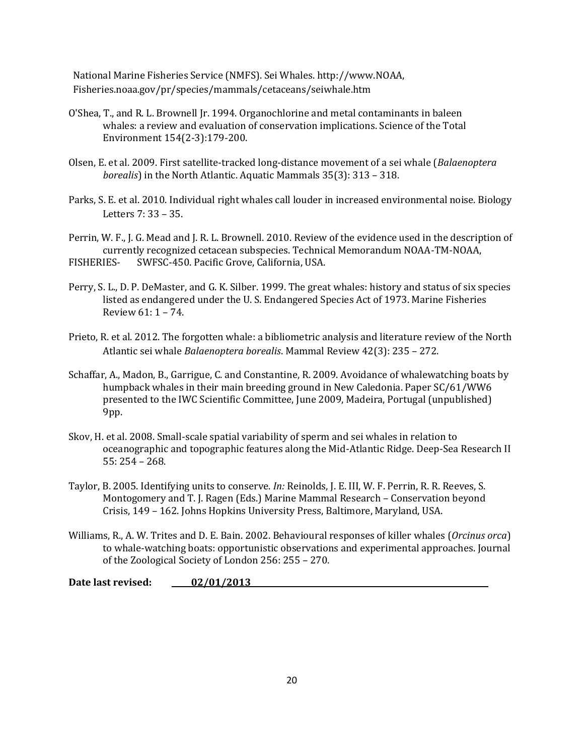National Marine Fisheries Service (NMFS). Sei Whales. http://www.NOAA, Fisheries.noaa.gov/pr/species/mammals/cetaceans/seiwhale.htm

O'Shea, T., and R. L. Brownell Jr. 1994. Organochlorine and metal contaminants in baleen whales: a review and evaluation of conservation implications. Science of the Total Environment 154(2-3):179-200.

Olsen, E. et al. 2009. First satellite-tracked long-distance movement of a sei whale (*Balaenoptera borealis*) in the North Atlantic. Aquatic Mammals 35(3): 313 – 318.

Parks, S. E. et al. 2010. Individual right whales call louder in increased environmental noise. Biology Letters 7: 33 – 35.

Perrin, W. F., J. G. Mead and J. R. L. Brownell. 2010. Review of the evidence used in the description of currently recognized cetacean subspecies. Technical Memorandum NOAA-TM-NOAA, FISHERIES- SWFSC-450. Pacific Grove, California, USA.

Perry, S. L., D. P. DeMaster, and G. K. Silber. 1999. The great whales: history and status of six species listed as endangered under the U. S. Endangered Species Act of 1973. Marine Fisheries Review 61: 1 – 74.

Prieto, R. et al. 2012. The forgotten whale: a bibliometric analysis and literature review of the North Atlantic sei whale *Balaenoptera borealis*. Mammal Review 42(3): 235 – 272.

Schaffar, A., Madon, B., Garrigue, C. and Constantine, R. 2009. Avoidance of whalewatching boats by humpback whales in their main breeding ground in New Caledonia. Paper SC/61/WW6 presented to the IWC Scientific Committee, June 2009, Madeira, Portugal (unpublished) 9pp.

Skov, H. et al. 2008. Small-scale spatial variability of sperm and sei whales in relation to oceanographic and topographic features along the Mid-Atlantic Ridge. Deep-Sea Research II 55: 254 – 268.

Taylor, B. 2005. Identifying units to conserve. *In:* Reinolds, J. E. III, W. F. Perrin, R. R. Reeves, S. Montogomery and T. J. Ragen (Eds.) Marine Mammal Research – Conservation beyond Crisis, 149 – 162. Johns Hopkins University Press, Baltimore, Maryland, USA.

Williams, R., A. W. Trites and D. E. Bain. 2002. Behavioural responses of killer whales (*Orcinus orca*) to whale-watching boats: opportunistic observations and experimental approaches. Journal of the Zoological Society of London 256: 255 – 270.

**Date last revised: 02/01/2013**